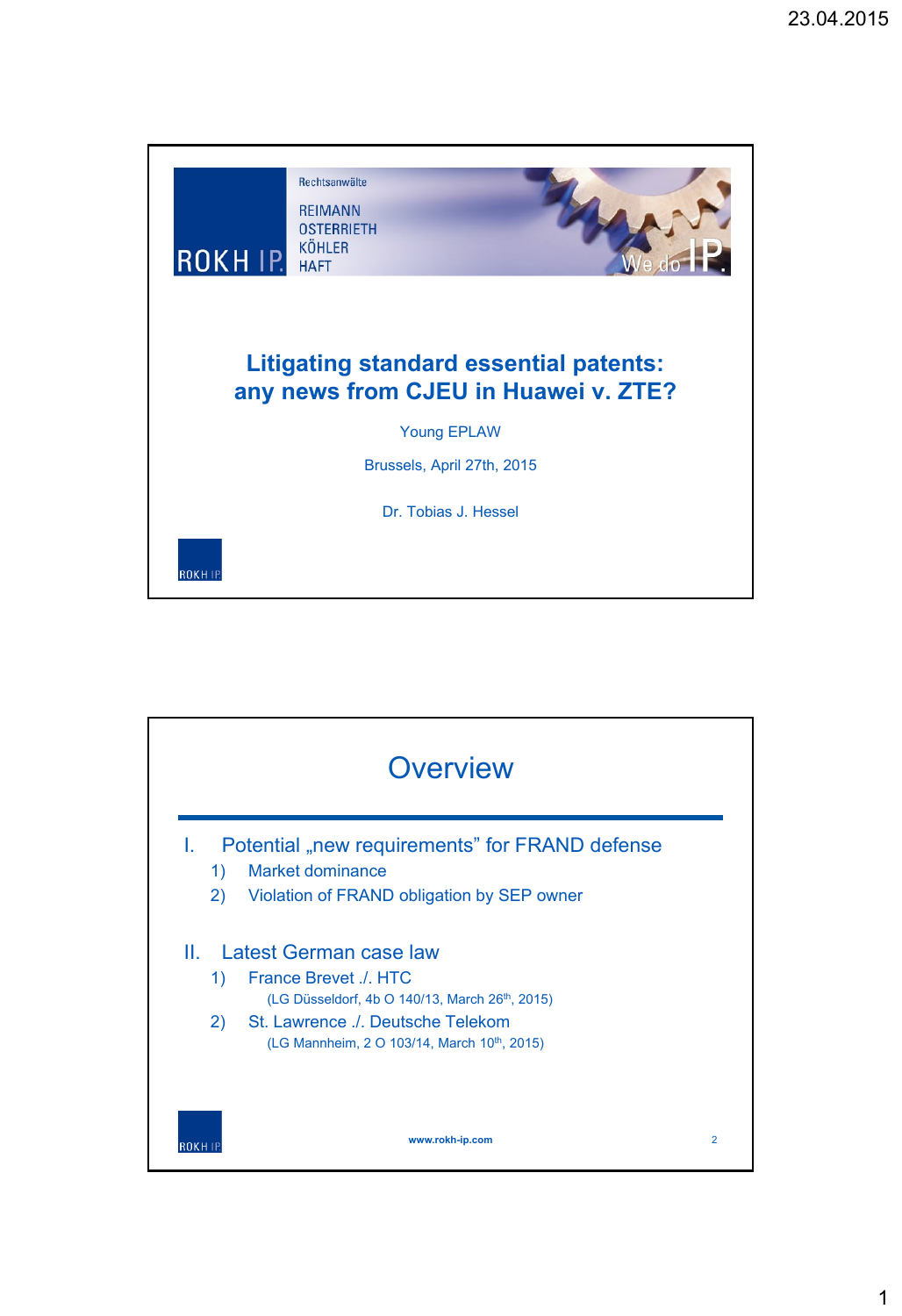Rechtsanwälte

REIMANN
OSTERRIETH
KÖHLER
HAFT

ROKH IP

We do IP.

# Litigating standard essential patents: any news from CJEU in Huawei v. ZTE?

Young EPLAW

Brussels, April 27th, 2015

Dr. Tobias J. Hessel

## Overview

I. Potential „new requirements" for FRAND defense

1) Market dominance
2) Violation of FRAND obligation by SEP owner

II. Latest German case law

1) France Brevet ./. HTC
   (LG Düsseldorf, 4b O 140/13, March 26th, 2015)
2) St. Lawrence ./. Deutsche Telekom
   (LG Mannheim, 2 O 103/14, March 10th, 2015)

www.rokh-ip.com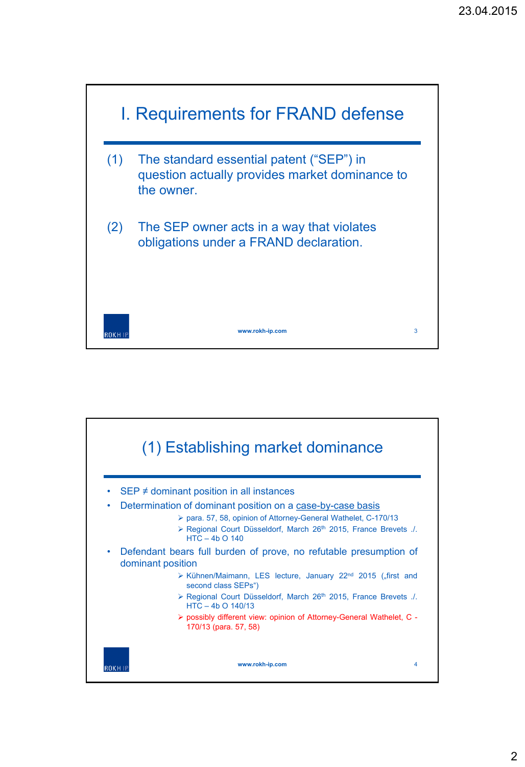# I. Requirements for FRAND defense

(1) The standard essential patent ("SEP") in question actually provides market dominance to the owner.

(2) The SEP owner acts in a way that violates obligations under a FRAND declaration.

# (1) Establishing market dominance

- SEP ≠ dominant position in all instances
- Determination of dominant position on a case-by-case basis
  - para. 57, 58, opinion of Attorney-General Wathelet, C-170/13
  - Regional Court Düsseldorf, March 26th 2015, France Brevets ./. HTC – 4b O 140
- Defendant bears full burden of prove, no refutable presumption of dominant position
  - Kühnen/Maimann, LES lecture, January 22nd 2015 („first and second class SEPs")
  - Regional Court Düsseldorf, March 26th 2015, France Brevets ./. HTC – 4b O 140/13
  - possibly different view: opinion of Attorney-General Wathelet, C - 170/13 (para. 57, 58)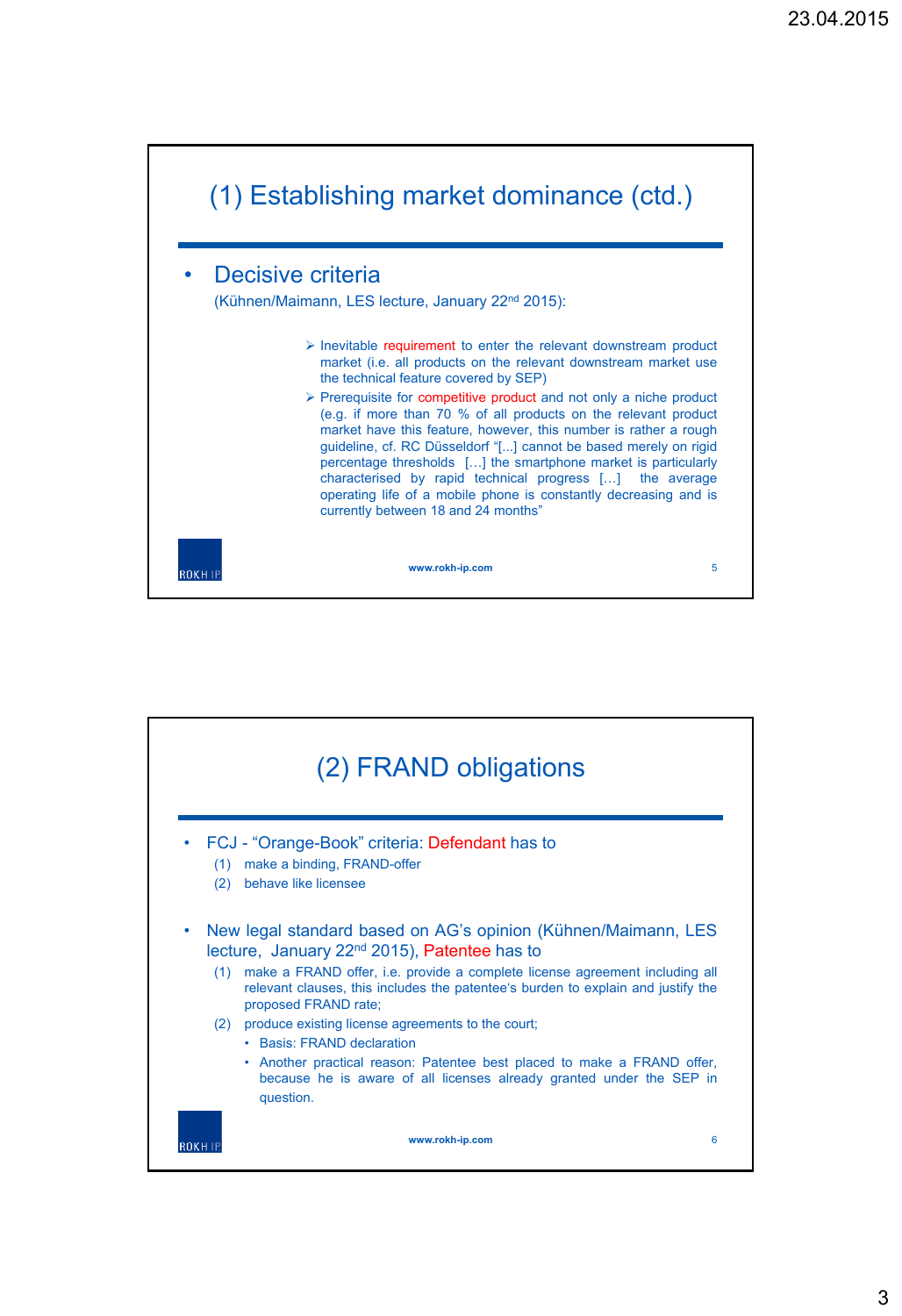# (1) Establishing market dominance (ctd.)

- Decisive criteria
  (Kühnen/Maimann, LES lecture, January 22nd 2015):
  - Inevitable requirement to enter the relevant downstream product market (i.e. all products on the relevant downstream market use the technical feature covered by SEP)
  - Prerequisite for competitive product and not only a niche product (e.g. if more than 70 % of all products on the relevant product market have this feature, however, this number is rather a rough guideline, cf. RC Düsseldorf "[...] cannot be based merely on rigid percentage thresholds […] the smartphone market is particularly characterised by rapid technical progress […] the average operating life of a mobile phone is constantly decreasing and is currently between 18 and 24 months"

www.rokh-ip.com

# (2) FRAND obligations

- FCJ - "Orange-Book" criteria: Defendant has to
  (1) make a binding, FRAND-offer
  (2) behave like licensee

- New legal standard based on AG's opinion (Kühnen/Maimann, LES lecture, January 22nd 2015), Patentee has to
  (1) make a FRAND offer, i.e. provide a complete license agreement including all relevant clauses, this includes the patentee's burden to explain and justify the proposed FRAND rate;
  (2) produce existing license agreements to the court;
    - Basis: FRAND declaration
    - Another practical reason: Patentee best placed to make a FRAND offer, because he is aware of all licenses already granted under the SEP in question.

www.rokh-ip.com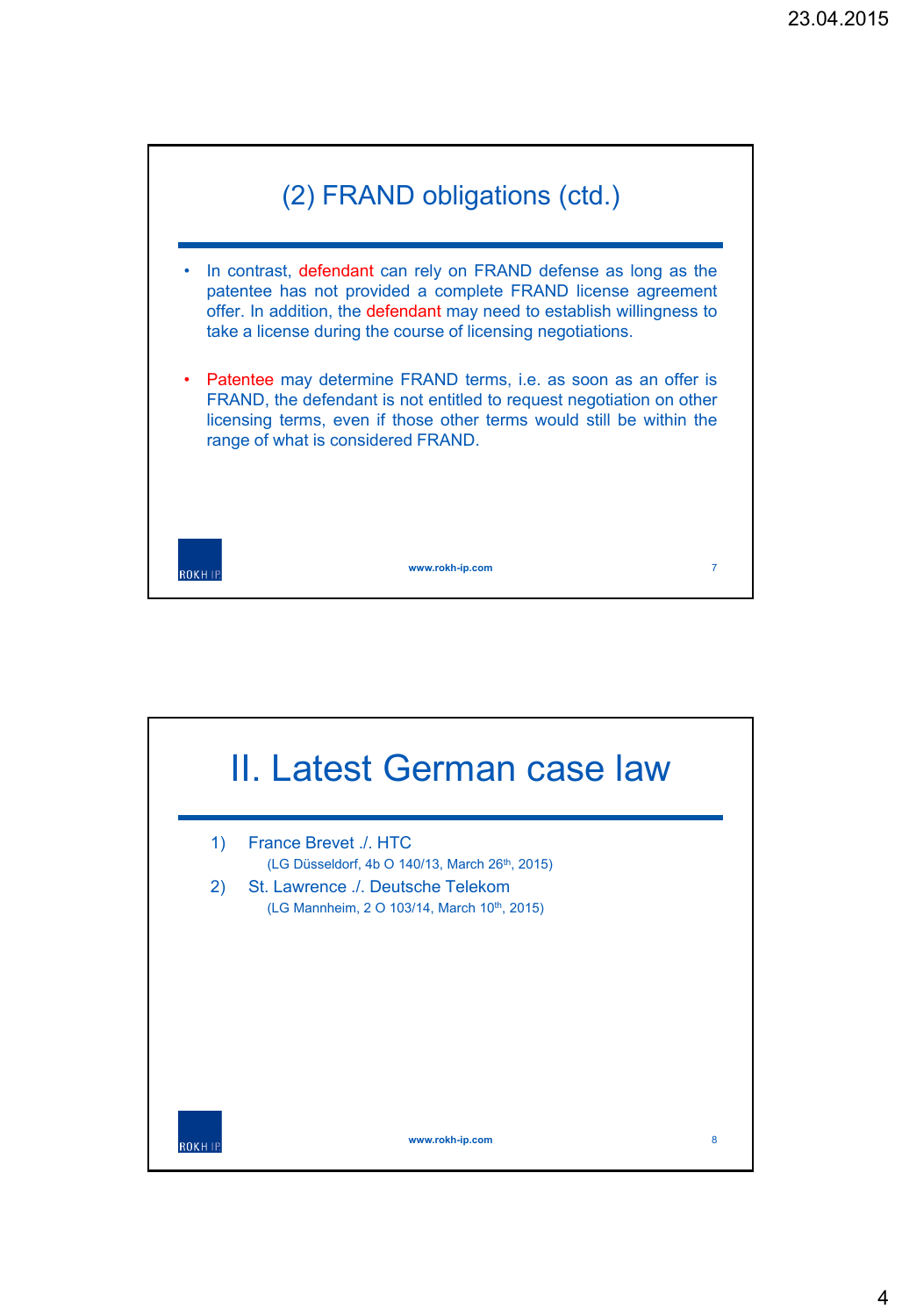## (2) FRAND obligations (ctd.)

- In contrast, defendant can rely on FRAND defense as long as the patentee has not provided a complete FRAND license agreement offer. In addition, the defendant may need to establish willingness to take a license during the course of licensing negotiations.
- Patentee may determine FRAND terms, i.e. as soon as an offer is FRAND, the defendant is not entitled to request negotiation on other licensing terms, even if those other terms would still be within the range of what is considered FRAND.

# II. Latest German case law

1) France Brevet ./. HTC
   (LG Düsseldorf, 4b O 140/13, March 26th, 2015)
2) St. Lawrence ./. Deutsche Telekom
   (LG Mannheim, 2 O 103/14, March 10th, 2015)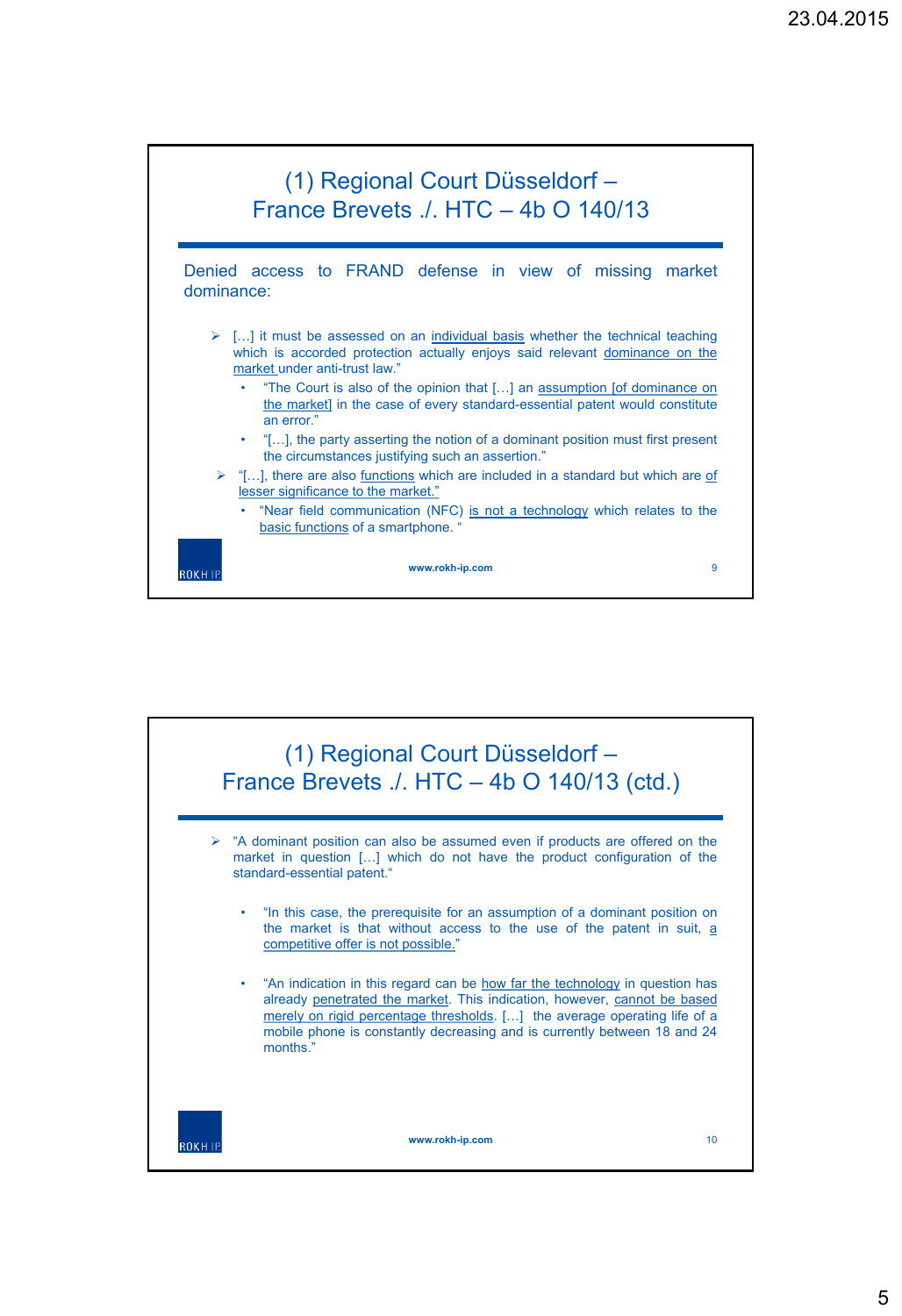## (1) Regional Court Düsseldorf – France Brevets ./. HTC – 4b O 140/13

Denied access to FRAND defense in view of missing market dominance:

- […] it must be assessed on an individual basis whether the technical teaching which is accorded protection actually enjoys said relevant dominance on the market under anti-trust law."
  - "The Court is also of the opinion that […] an assumption [of dominance on the market] in the case of every standard-essential patent would constitute an error."
  - "[…], the party asserting the notion of a dominant position must first present the circumstances justifying such an assertion."
- "[…], there are also functions which are included in a standard but which are of lesser significance to the market."
  - "Near field communication (NFC) is not a technology which relates to the basic functions of a smartphone. "

## (1) Regional Court Düsseldorf – France Brevets ./. HTC – 4b O 140/13 (ctd.)

- "A dominant position can also be assumed even if products are offered on the market in question […] which do not have the product configuration of the standard-essential patent."
  - "In this case, the prerequisite for an assumption of a dominant position on the market is that without access to the use of the patent in suit, a competitive offer is not possible."
  - "An indication in this regard can be how far the technology in question has already penetrated the market. This indication, however, cannot be based merely on rigid percentage thresholds. […] the average operating life of a mobile phone is constantly decreasing and is currently between 18 and 24 months."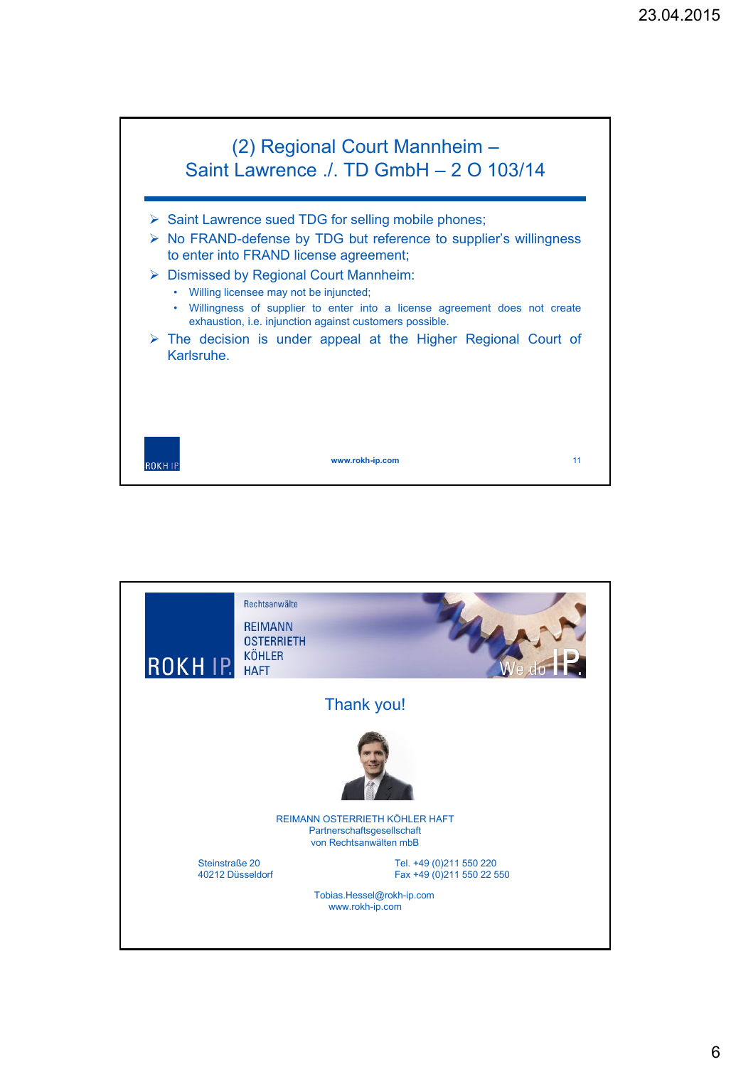## (2) Regional Court Mannheim – Saint Lawrence ./. TD GmbH – 2 O 103/14

- Saint Lawrence sued TDG for selling mobile phones;
- No FRAND-defense by TDG but reference to supplier's willingness to enter into FRAND license agreement;
- Dismissed by Regional Court Mannheim:
  - Willing licensee may not be injuncted;
  - Willingness of supplier to enter into a license agreement does not create exhaustion, i.e. injunction against customers possible.
- The decision is under appeal at the Higher Regional Court of Karlsruhe.

www.rokh-ip.com

---

ROKH IP

Rechtsanwälte
REIMANN
OSTERRIETH
KÖHLER
HAFT

We do IP.

## Thank you!

REIMANN OSTERRIETH KÖHLER HAFT
Partnerschaftsgesellschaft
von Rechtsanwälten mbB

Steinstraße 20
40212 Düsseldorf

Tel. +49 (0)211 550 220
Fax +49 (0)211 550 22 550

Tobias.Hessel@rokh-ip.com
www.rokh-ip.com